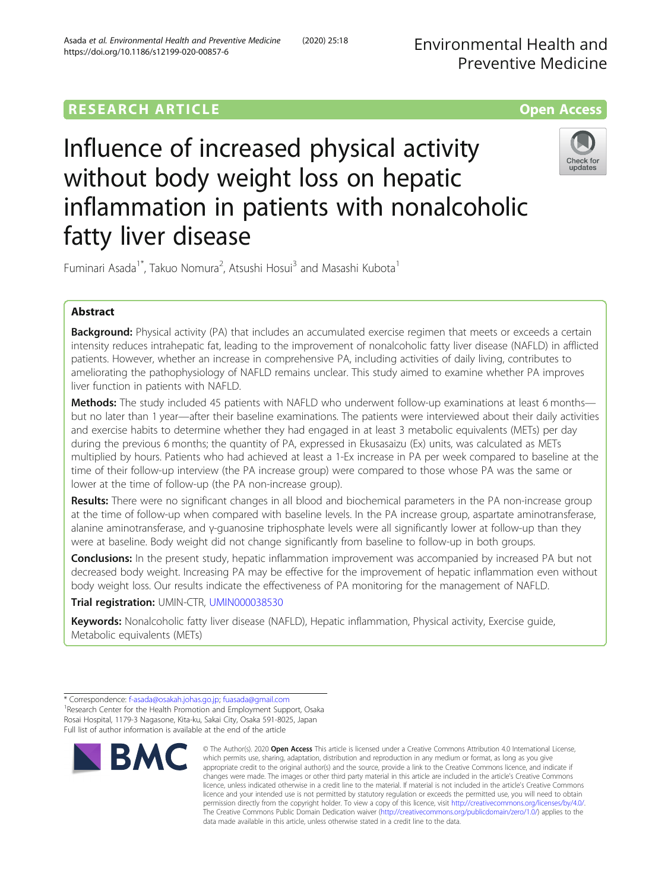RESEARCH ARTICLE

Open Access

# Influence of increased physical activity without body weight loss on hepatic inflammation in patients with nonalcoholic fatty liver disease

Fuminari Asada[1*], Takuo Nomura[2], Atsushi Hosui[3] and Masashi Kubota[1]

## Abstract

**Background:** Physical activity (PA) that includes an accumulated exercise regimen that meets or exceeds a certain intensity reduces intrahepatic fat, leading to the improvement of nonalcoholic fatty liver disease (NAFLD) in afflicted patients. However, whether an increase in comprehensive PA, including activities of daily living, contributes to ameliorating the pathophysiology of NAFLD remains unclear. This study aimed to examine whether PA improves liver function in patients with NAFLD.

**Methods:** The study included 45 patients with NAFLD who underwent follow-up examinations at least 6 months—but no later than 1 year—after their baseline examinations. The patients were interviewed about their daily activities and exercise habits to determine whether they had engaged in at least 3 metabolic equivalents (METs) per day during the previous 6 months; the quantity of PA, expressed in Ekusasaizu (Ex) units, was calculated as METs multiplied by hours. Patients who had achieved at least a 1-Ex increase in PA per week compared to baseline at the time of their follow-up interview (the PA increase group) were compared to those whose PA was the same or lower at the time of follow-up (the PA non-increase group).

**Results:** There were no significant changes in all blood and biochemical parameters in the PA non-increase group at the time of follow-up when compared with baseline levels. In the PA increase group, aspartate aminotransferase, alanine aminotransferase, and γ-guanosine triphosphate levels were all significantly lower at follow-up than they were at baseline. Body weight did not change significantly from baseline to follow-up in both groups.

**Conclusions:** In the present study, hepatic inflammation improvement was accompanied by increased PA but not decreased body weight. Increasing PA may be effective for the improvement of hepatic inflammation even without body weight loss. Our results indicate the effectiveness of PA monitoring for the management of NAFLD.

**Trial registration:** UMIN-CTR, UMIN000038530

**Keywords:** Nonalcoholic fatty liver disease (NAFLD), Hepatic inflammation, Physical activity, Exercise guide, Metabolic equivalents (METs)

* Correspondence: f-asada@osakah.johas.go.jp; fuasada@gmail.com
[1]Research Center for the Health Promotion and Employment Support, Osaka Rosai Hospital, 1179-3 Nagasone, Kita-ku, Sakai City, Osaka 591-8025, Japan
Full list of author information is available at the end of the article

© The Author(s). 2020 **Open Access** This article is licensed under a Creative Commons Attribution 4.0 International License, which permits use, sharing, adaptation, distribution and reproduction in any medium or format, as long as you give appropriate credit to the original author(s) and the source, provide a link to the Creative Commons licence, and indicate if changes were made. The images or other third party material in this article are included in the article's Creative Commons licence, unless indicated otherwise in a credit line to the material. If material is not included in the article's Creative Commons licence and your intended use is not permitted by statutory regulation or exceeds the permitted use, you will need to obtain permission directly from the copyright holder. To view a copy of this licence, visit http://creativecommons.org/licenses/by/4.0/. The Creative Commons Public Domain Dedication waiver (http://creativecommons.org/publicdomain/zero/1.0/) applies to the data made available in this article, unless otherwise stated in a credit line to the data.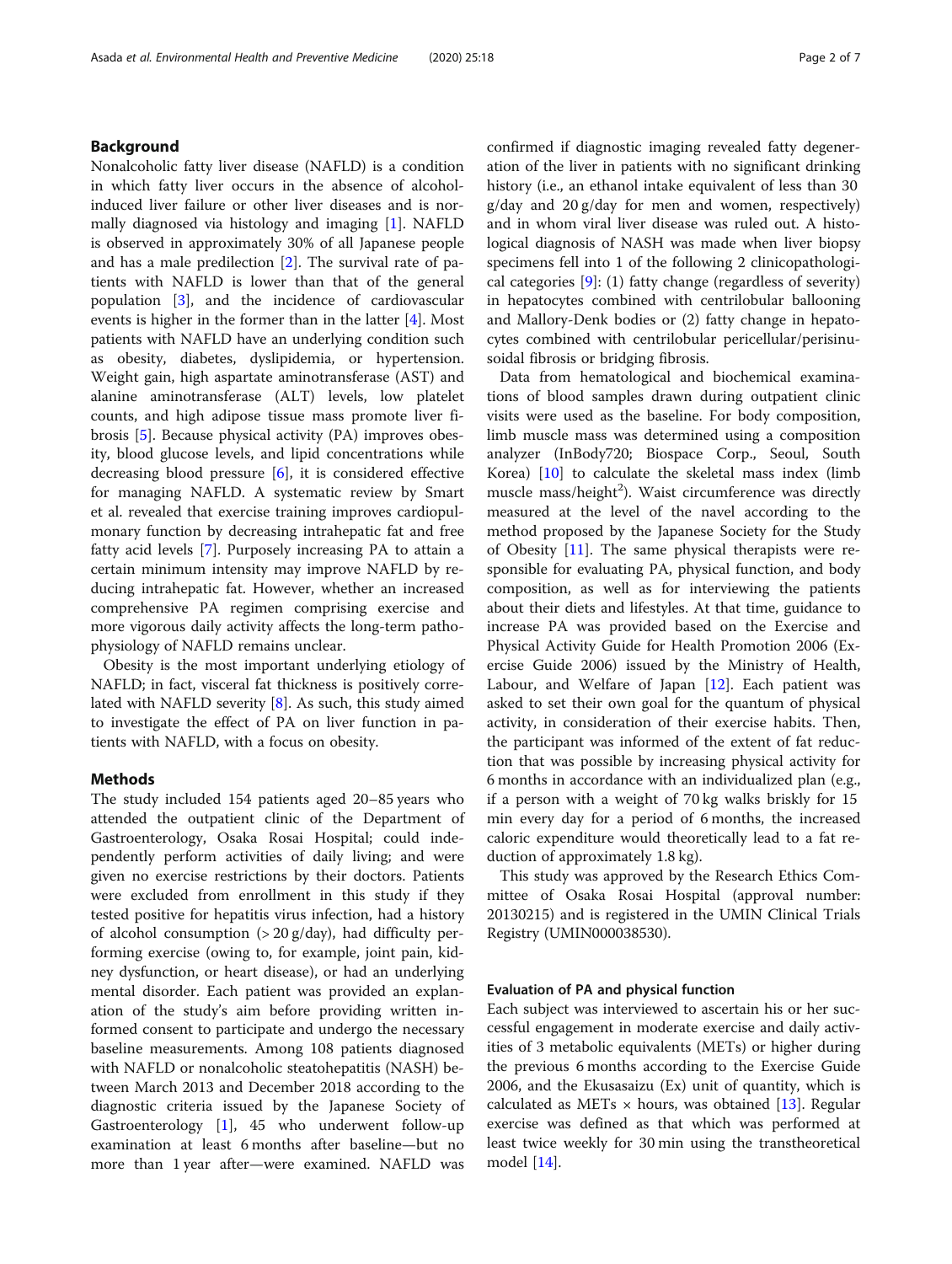## Background

Nonalcoholic fatty liver disease (NAFLD) is a condition in which fatty liver occurs in the absence of alcohol-induced liver failure or other liver diseases and is normally diagnosed via histology and imaging [1]. NAFLD is observed in approximately 30% of all Japanese people and has a male predilection [2]. The survival rate of patients with NAFLD is lower than that of the general population [3], and the incidence of cardiovascular events is higher in the former than in the latter [4]. Most patients with NAFLD have an underlying condition such as obesity, diabetes, dyslipidemia, or hypertension. Weight gain, high aspartate aminotransferase (AST) and alanine aminotransferase (ALT) levels, low platelet counts, and high adipose tissue mass promote liver fibrosis [5]. Because physical activity (PA) improves obesity, blood glucose levels, and lipid concentrations while decreasing blood pressure [6], it is considered effective for managing NAFLD. A systematic review by Smart et al. revealed that exercise training improves cardiopulmonary function by decreasing intrahepatic fat and free fatty acid levels [7]. Purposely increasing PA to attain a certain minimum intensity may improve NAFLD by reducing intrahepatic fat. However, whether an increased comprehensive PA regimen comprising exercise and more vigorous daily activity affects the long-term pathophysiology of NAFLD remains unclear.

Obesity is the most important underlying etiology of NAFLD; in fact, visceral fat thickness is positively correlated with NAFLD severity [8]. As such, this study aimed to investigate the effect of PA on liver function in patients with NAFLD, with a focus on obesity.

## Methods

The study included 154 patients aged 20–85 years who attended the outpatient clinic of the Department of Gastroenterology, Osaka Rosai Hospital; could independently perform activities of daily living; and were given no exercise restrictions by their doctors. Patients were excluded from enrollment in this study if they tested positive for hepatitis virus infection, had a history of alcohol consumption (> 20 g/day), had difficulty performing exercise (owing to, for example, joint pain, kidney dysfunction, or heart disease), or had an underlying mental disorder. Each patient was provided an explanation of the study's aim before providing written informed consent to participate and undergo the necessary baseline measurements. Among 108 patients diagnosed with NAFLD or nonalcoholic steatohepatitis (NASH) between March 2013 and December 2018 according to the diagnostic criteria issued by the Japanese Society of Gastroenterology [1], 45 who underwent follow-up examination at least 6 months after baseline—but no more than 1 year after—were examined. NAFLD was confirmed if diagnostic imaging revealed fatty degeneration of the liver in patients with no significant drinking history (i.e., an ethanol intake equivalent of less than 30 g/day and 20 g/day for men and women, respectively) and in whom viral liver disease was ruled out. A histological diagnosis of NASH was made when liver biopsy specimens fell into 1 of the following 2 clinicopathological categories [9]: (1) fatty change (regardless of severity) in hepatocytes combined with centrilobular ballooning and Mallory-Denk bodies or (2) fatty change in hepatocytes combined with centrilobular pericellular/perisinusoidal fibrosis or bridging fibrosis.

Data from hematological and biochemical examinations of blood samples drawn during outpatient clinic visits were used as the baseline. For body composition, limb muscle mass was determined using a composition analyzer (InBody720; Biospace Corp., Seoul, South Korea) [10] to calculate the skeletal mass index (limb muscle mass/height$^2$). Waist circumference was directly measured at the level of the navel according to the method proposed by the Japanese Society for the Study of Obesity [11]. The same physical therapists were responsible for evaluating PA, physical function, and body composition, as well as for interviewing the patients about their diets and lifestyles. At that time, guidance to increase PA was provided based on the Exercise and Physical Activity Guide for Health Promotion 2006 (Exercise Guide 2006) issued by the Ministry of Health, Labour, and Welfare of Japan [12]. Each patient was asked to set their own goal for the quantum of physical activity, in consideration of their exercise habits. Then, the participant was informed of the extent of fat reduction that was possible by increasing physical activity for 6 months in accordance with an individualized plan (e.g., if a person with a weight of 70 kg walks briskly for 15 min every day for a period of 6 months, the increased caloric expenditure would theoretically lead to a fat reduction of approximately 1.8 kg).

This study was approved by the Research Ethics Committee of Osaka Rosai Hospital (approval number: 20130215) and is registered in the UMIN Clinical Trials Registry (UMIN000038530).

### Evaluation of PA and physical function

Each subject was interviewed to ascertain his or her successful engagement in moderate exercise and daily activities of 3 metabolic equivalents (METs) or higher during the previous 6 months according to the Exercise Guide 2006, and the Ekusasaizu (Ex) unit of quantity, which is calculated as METs × hours, was obtained [13]. Regular exercise was defined as that which was performed at least twice weekly for 30 min using the transtheoretical model [14].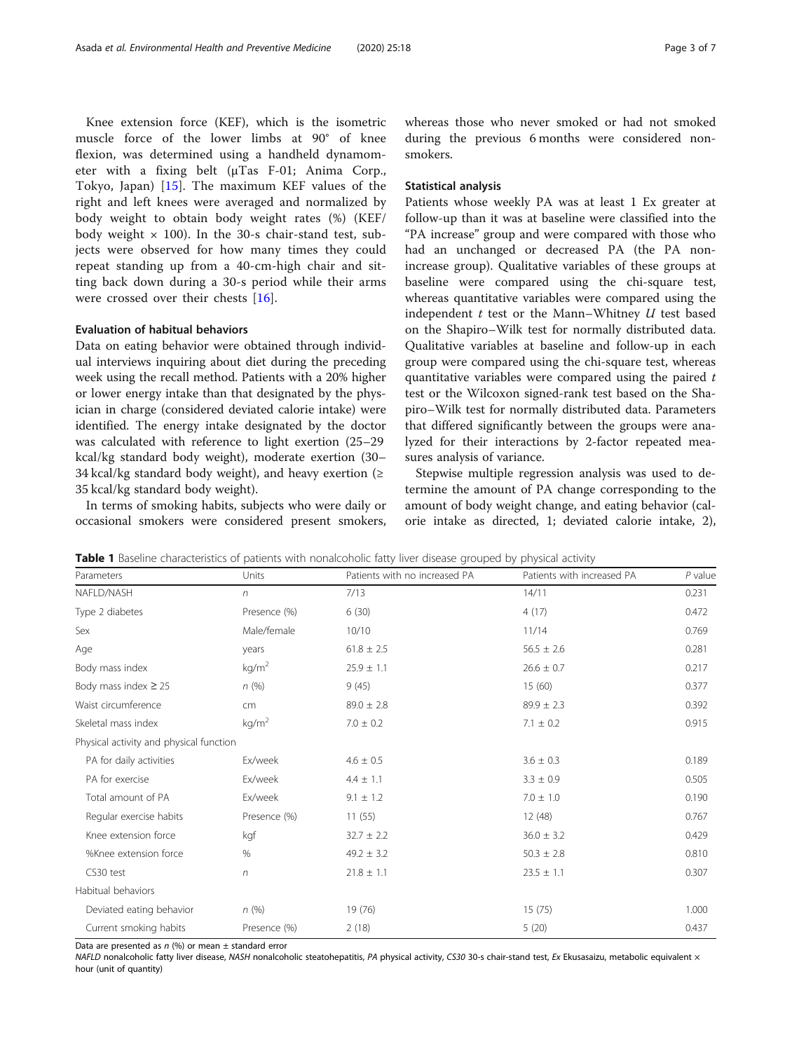Knee extension force (KEF), which is the isometric muscle force of the lower limbs at 90° of knee flexion, was determined using a handheld dynamometer with a fixing belt (μTas F-01; Anima Corp., Tokyo, Japan) [15]. The maximum KEF values of the right and left knees were averaged and normalized by body weight to obtain body weight rates (%) (KEF/body weight × 100). In the 30-s chair-stand test, subjects were observed for how many times they could repeat standing up from a 40-cm-high chair and sitting back down during a 30-s period while their arms were crossed over their chests [16].

### Evaluation of habitual behaviors

Data on eating behavior were obtained through individual interviews inquiring about diet during the preceding week using the recall method. Patients with a 20% higher or lower energy intake than that designated by the physician in charge (considered deviated calorie intake) were identified. The energy intake designated by the doctor was calculated with reference to light exertion (25–29 kcal/kg standard body weight), moderate exertion (30–34 kcal/kg standard body weight), and heavy exertion (≥ 35 kcal/kg standard body weight).

In terms of smoking habits, subjects who were daily or occasional smokers were considered present smokers, whereas those who never smoked or had not smoked during the previous 6 months were considered nonsmokers.

### Statistical analysis

Patients whose weekly PA was at least 1 Ex greater at follow-up than it was at baseline were classified into the "PA increase" group and were compared with those who had an unchanged or decreased PA (the PA nonincrease group). Qualitative variables of these groups at baseline were compared using the chi-square test, whereas quantitative variables were compared using the independent *t* test or the Mann–Whitney *U* test based on the Shapiro–Wilk test for normally distributed data. Qualitative variables at baseline and follow-up in each group were compared using the chi-square test, whereas quantitative variables were compared using the paired *t* test or the Wilcoxon signed-rank test based on the Shapiro–Wilk test for normally distributed data. Parameters that differed significantly between the groups were analyzed for their interactions by 2-factor repeated measures analysis of variance.

Stepwise multiple regression analysis was used to determine the amount of PA change corresponding to the amount of body weight change, and eating behavior (calorie intake as directed, 1; deviated calorie intake, 2),

**Table 1** Baseline characteristics of patients with nonalcoholic fatty liver disease grouped by physical activity

| Parameters | Units | Patients with no increased PA | Patients with increased PA | *P* value |
|---|---|---|---|---|
| NAFLD/NASH | *n* | 7/13 | 14/11 | 0.231 |
| Type 2 diabetes | Presence (%) | 6 (30) | 4 (17) | 0.472 |
| Sex | Male/female | 10/10 | 11/14 | 0.769 |
| Age | years | 61.8 ± 2.5 | 56.5 ± 2.6 | 0.281 |
| Body mass index | kg/m$^2$ | 25.9 ± 1.1 | 26.6 ± 0.7 | 0.217 |
| Body mass index ≥ 25 | *n* (%) | 9 (45) | 15 (60) | 0.377 |
| Waist circumference | cm | 89.0 ± 2.8 | 89.9 ± 2.3 | 0.392 |
| Skeletal mass index | kg/m$^2$ | 7.0 ± 0.2 | 7.1 ± 0.2 | 0.915 |
| Physical activity and physical function | | | | |
| PA for daily activities | Ex/week | 4.6 ± 0.5 | 3.6 ± 0.3 | 0.189 |
| PA for exercise | Ex/week | 4.4 ± 1.1 | 3.3 ± 0.9 | 0.505 |
| Total amount of PA | Ex/week | 9.1 ± 1.2 | 7.0 ± 1.0 | 0.190 |
| Regular exercise habits | Presence (%) | 11 (55) | 12 (48) | 0.767 |
| Knee extension force | kgf | 32.7 ± 2.2 | 36.0 ± 3.2 | 0.429 |
| %Knee extension force | % | 49.2 ± 3.2 | 50.3 ± 2.8 | 0.810 |
| CS30 test | *n* | 21.8 ± 1.1 | 23.5 ± 1.1 | 0.307 |
| Habitual behaviors | | | | |
| Deviated eating behavior | *n* (%) | 19 (76) | 15 (75) | 1.000 |
| Current smoking habits | Presence (%) | 2 (18) | 5 (20) | 0.437 |

Data are presented as *n* (%) or mean ± standard error

*NAFLD* nonalcoholic fatty liver disease, *NASH* nonalcoholic steatohepatitis, *PA* physical activity, *CS30* 30-s chair-stand test, *Ex* Ekusasaizu, metabolic equivalent × hour (unit of quantity)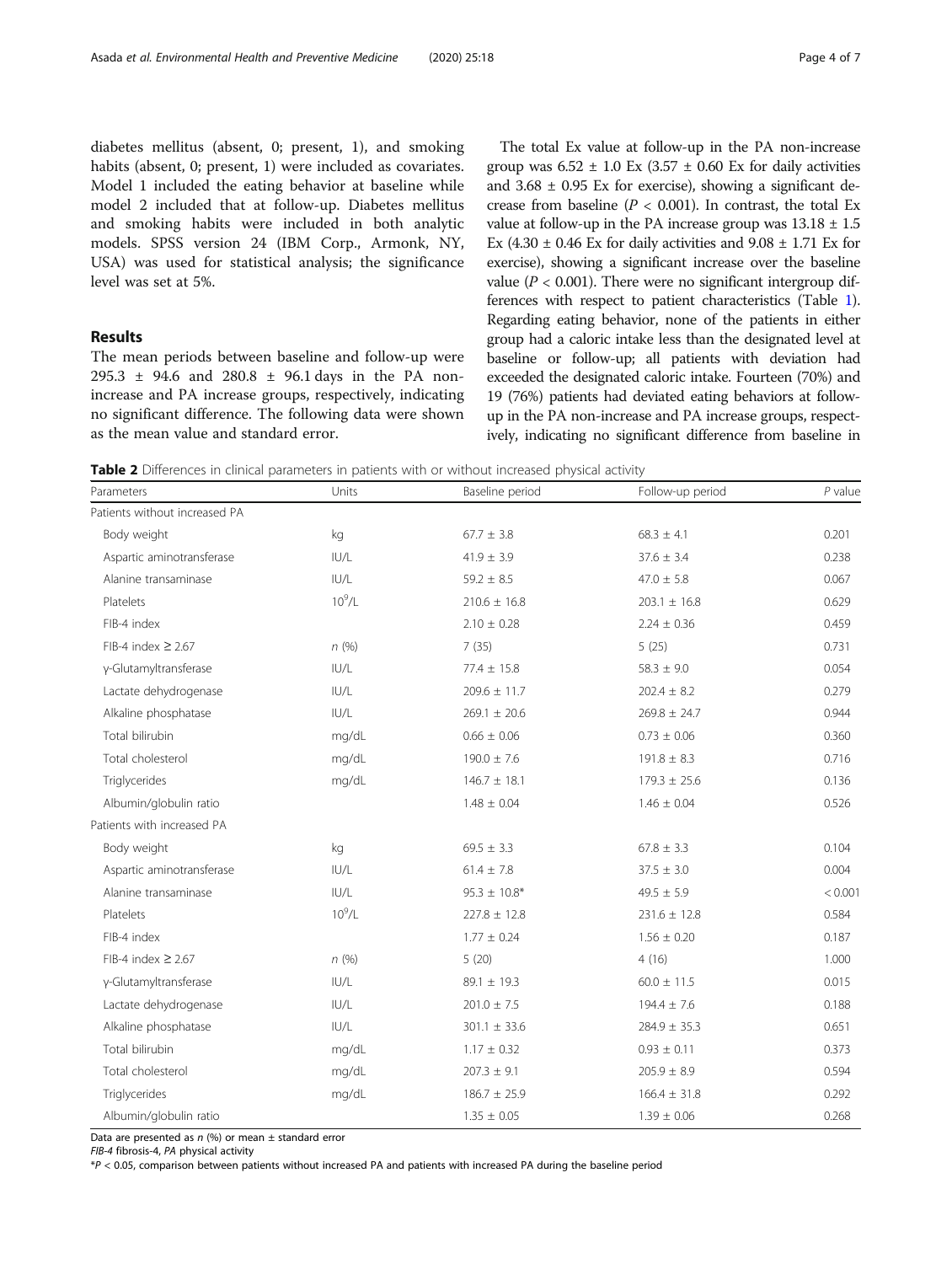diabetes mellitus (absent, 0; present, 1), and smoking habits (absent, 0; present, 1) were included as covariates. Model 1 included the eating behavior at baseline while model 2 included that at follow-up. Diabetes mellitus and smoking habits were included in both analytic models. SPSS version 24 (IBM Corp., Armonk, NY, USA) was used for statistical analysis; the significance level was set at 5%.

## Results

The mean periods between baseline and follow-up were 295.3 ± 94.6 and 280.8 ± 96.1 days in the PA non-increase and PA increase groups, respectively, indicating no significant difference. The following data were shown as the mean value and standard error.

The total Ex value at follow-up in the PA non-increase group was 6.52 ± 1.0 Ex (3.57 ± 0.60 Ex for daily activities and 3.68 ± 0.95 Ex for exercise), showing a significant decrease from baseline ($P < 0.001$). In contrast, the total Ex value at follow-up in the PA increase group was 13.18 ± 1.5 Ex (4.30 ± 0.46 Ex for daily activities and 9.08 ± 1.71 Ex for exercise), showing a significant increase over the baseline value ($P < 0.001$). There were no significant intergroup differences with respect to patient characteristics (Table 1). Regarding eating behavior, none of the patients in either group had a caloric intake less than the designated level at baseline or follow-up; all patients with deviation had exceeded the designated caloric intake. Fourteen (70%) and 19 (76%) patients had deviated eating behaviors at follow-up in the PA non-increase and PA increase groups, respectively, indicating no significant difference from baseline in

**Table 2** Differences in clinical parameters in patients with or without increased physical activity

| Parameters | Units | Baseline period | Follow-up period | P value |
|---|---|---|---|---|
| Patients without increased PA | | | | |
| Body weight | kg | 67.7 ± 3.8 | 68.3 ± 4.1 | 0.201 |
| Aspartic aminotransferase | IU/L | 41.9 ± 3.9 | 37.6 ± 3.4 | 0.238 |
| Alanine transaminase | IU/L | 59.2 ± 8.5 | 47.0 ± 5.8 | 0.067 |
| Platelets | $10^9$/L | 210.6 ± 16.8 | 203.1 ± 16.8 | 0.629 |
| FIB-4 index | | 2.10 ± 0.28 | 2.24 ± 0.36 | 0.459 |
| FIB-4 index ≥ 2.67 | n (%) | 7 (35) | 5 (25) | 0.731 |
| γ-Glutamyltransferase | IU/L | 77.4 ± 15.8 | 58.3 ± 9.0 | 0.054 |
| Lactate dehydrogenase | IU/L | 209.6 ± 11.7 | 202.4 ± 8.2 | 0.279 |
| Alkaline phosphatase | IU/L | 269.1 ± 20.6 | 269.8 ± 24.7 | 0.944 |
| Total bilirubin | mg/dL | 0.66 ± 0.06 | 0.73 ± 0.06 | 0.360 |
| Total cholesterol | mg/dL | 190.0 ± 7.6 | 191.8 ± 8.3 | 0.716 |
| Triglycerides | mg/dL | 146.7 ± 18.1 | 179.3 ± 25.6 | 0.136 |
| Albumin/globulin ratio | | 1.48 ± 0.04 | 1.46 ± 0.04 | 0.526 |
| Patients with increased PA | | | | |
| Body weight | kg | 69.5 ± 3.3 | 67.8 ± 3.3 | 0.104 |
| Aspartic aminotransferase | IU/L | 61.4 ± 7.8 | 37.5 ± 3.0 | 0.004 |
| Alanine transaminase | IU/L | 95.3 ± 10.8* | 49.5 ± 5.9 | < 0.001 |
| Platelets | $10^9$/L | 227.8 ± 12.8 | 231.6 ± 12.8 | 0.584 |
| FIB-4 index | | 1.77 ± 0.24 | 1.56 ± 0.20 | 0.187 |
| FIB-4 index ≥ 2.67 | n (%) | 5 (20) | 4 (16) | 1.000 |
| γ-Glutamyltransferase | IU/L | 89.1 ± 19.3 | 60.0 ± 11.5 | 0.015 |
| Lactate dehydrogenase | IU/L | 201.0 ± 7.5 | 194.4 ± 7.6 | 0.188 |
| Alkaline phosphatase | IU/L | 301.1 ± 33.6 | 284.9 ± 35.3 | 0.651 |
| Total bilirubin | mg/dL | 1.17 ± 0.32 | 0.93 ± 0.11 | 0.373 |
| Total cholesterol | mg/dL | 207.3 ± 9.1 | 205.9 ± 8.9 | 0.594 |
| Triglycerides | mg/dL | 186.7 ± 25.9 | 166.4 ± 31.8 | 0.292 |
| Albumin/globulin ratio | | 1.35 ± 0.05 | 1.39 ± 0.06 | 0.268 |

Data are presented as n (%) or mean ± standard error

*FIB-4* fibrosis-4, *PA* physical activity

*$P < 0.05$, comparison between patients without increased PA and patients with increased PA during the baseline period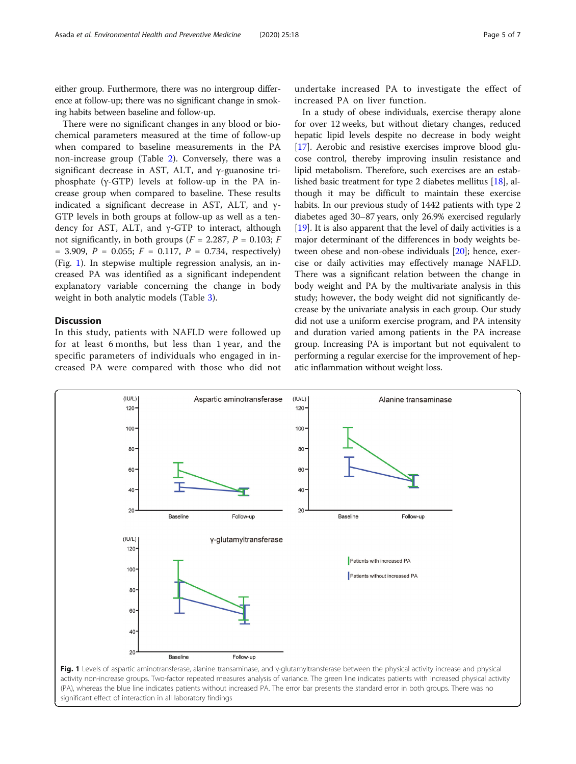either group. Furthermore, there was no intergroup difference at follow-up; there was no significant change in smoking habits between baseline and follow-up.

There were no significant changes in any blood or biochemical parameters measured at the time of follow-up when compared to baseline measurements in the PA non-increase group (Table 2). Conversely, there was a significant decrease in AST, ALT, and γ-guanosine triphosphate (γ-GTP) levels at follow-up in the PA increase group when compared to baseline. These results indicated a significant decrease in AST, ALT, and γ-GTP levels in both groups at follow-up as well as a tendency for AST, ALT, and γ-GTP to interact, although not significantly, in both groups ($F$ = 2.287, $P$ = 0.103; $F$ = 3.909, $P$ = 0.055; $F$ = 0.117, $P$ = 0.734, respectively) (Fig. 1). In stepwise multiple regression analysis, an increased PA was identified as a significant independent explanatory variable concerning the change in body weight in both analytic models (Table 3).

## Discussion

In this study, patients with NAFLD were followed up for at least 6 months, but less than 1 year, and the specific parameters of individuals who engaged in increased PA were compared with those who did not undertake increased PA to investigate the effect of increased PA on liver function.

In a study of obese individuals, exercise therapy alone for over 12 weeks, but without dietary changes, reduced hepatic lipid levels despite no decrease in body weight [17]. Aerobic and resistive exercises improve blood glucose control, thereby improving insulin resistance and lipid metabolism. Therefore, such exercises are an established basic treatment for type 2 diabetes mellitus [18], although it may be difficult to maintain these exercise habits. In our previous study of 1442 patients with type 2 diabetes aged 30–87 years, only 26.9% exercised regularly [19]. It is also apparent that the level of daily activities is a major determinant of the differences in body weights between obese and non-obese individuals [20]; hence, exercise or daily activities may effectively manage NAFLD. There was a significant relation between the change in body weight and PA by the multivariate analysis in this study; however, the body weight did not significantly decrease by the univariate analysis in each group. Our study did not use a uniform exercise program, and PA intensity and duration varied among patients in the PA increase group. Increasing PA is important but not equivalent to performing a regular exercise for the improvement of hepatic inflammation without weight loss.

**Fig. 1** Levels of aspartic aminotransferase, alanine transaminase, and γ-glutamyltransferase between the physical activity increase and physical activity non-increase groups. Two-factor repeated measures analysis of variance. The green line indicates patients with increased physical activity (PA), whereas the blue line indicates patients without increased PA. The error bar presents the standard error in both groups. There was no significant effect of interaction in all laboratory findings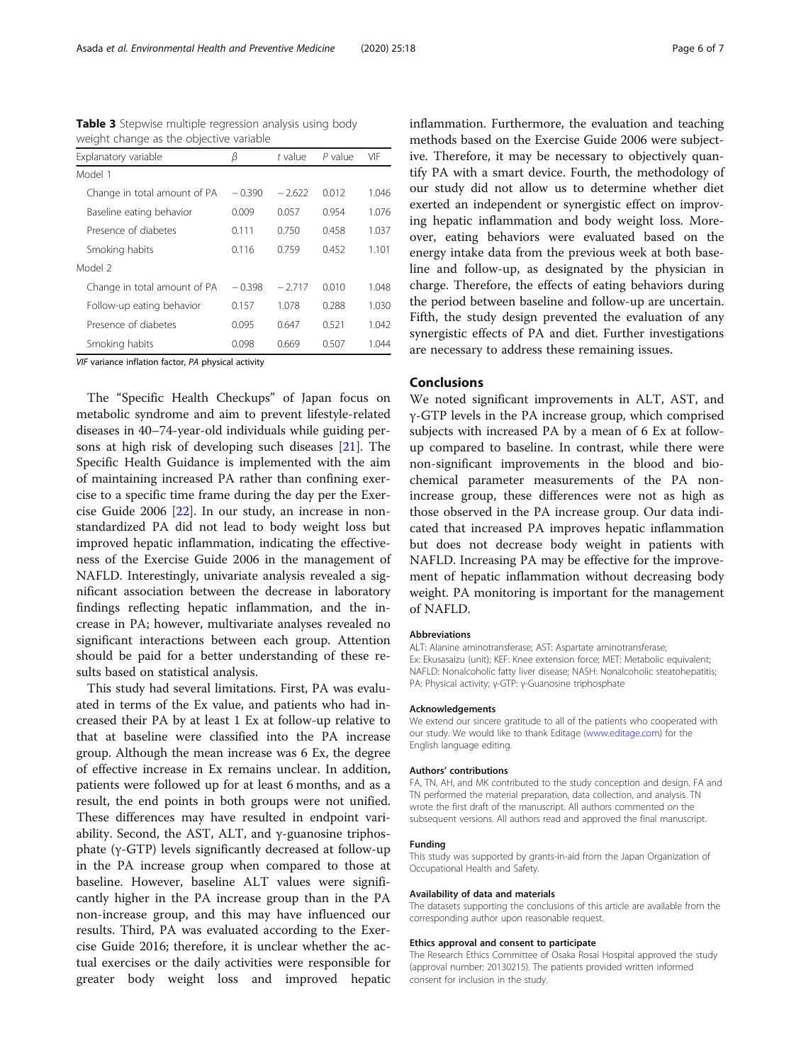**Table 3** Stepwise multiple regression analysis using body weight change as the objective variable

| Explanatory variable | β | t value | P value | VIF |
|---|---|---|---|---|
| Model 1 | | | | |
| Change in total amount of PA | − 0.390 | − 2.622 | 0.012 | 1.046 |
| Baseline eating behavior | 0.009 | 0.057 | 0.954 | 1.076 |
| Presence of diabetes | 0.111 | 0.750 | 0.458 | 1.037 |
| Smoking habits | 0.116 | 0.759 | 0.452 | 1.101 |
| Model 2 | | | | |
| Change in total amount of PA | − 0.398 | − 2.717 | 0.010 | 1.048 |
| Follow-up eating behavior | 0.157 | 1.078 | 0.288 | 1.030 |
| Presence of diabetes | 0.095 | 0.647 | 0.521 | 1.042 |
| Smoking habits | 0.098 | 0.669 | 0.507 | 1.044 |

*VIF* variance inflation factor, *PA* physical activity

The "Specific Health Checkups" of Japan focus on metabolic syndrome and aim to prevent lifestyle-related diseases in 40–74-year-old individuals while guiding persons at high risk of developing such diseases [21]. The Specific Health Guidance is implemented with the aim of maintaining increased PA rather than confining exercise to a specific time frame during the day per the Exercise Guide 2006 [22]. In our study, an increase in non-standardized PA did not lead to body weight loss but improved hepatic inflammation, indicating the effectiveness of the Exercise Guide 2006 in the management of NAFLD. Interestingly, univariate analysis revealed a significant association between the decrease in laboratory findings reflecting hepatic inflammation, and the increase in PA; however, multivariate analyses revealed no significant interactions between each group. Attention should be paid for a better understanding of these results based on statistical analysis.

This study had several limitations. First, PA was evaluated in terms of the Ex value, and patients who had increased their PA by at least 1 Ex at follow-up relative to that at baseline were classified into the PA increase group. Although the mean increase was 6 Ex, the degree of effective increase in Ex remains unclear. In addition, patients were followed up for at least 6 months, and as a result, the end points in both groups were not unified. These differences may have resulted in endpoint variability. Second, the AST, ALT, and γ-guanosine triphosphate (γ-GTP) levels significantly decreased at follow-up in the PA increase group when compared to those at baseline. However, baseline ALT values were significantly higher in the PA increase group than in the PA non-increase group, and this may have influenced our results. Third, PA was evaluated according to the Exercise Guide 2016; therefore, it is unclear whether the actual exercises or the daily activities were responsible for greater body weight loss and improved hepatic inflammation. Furthermore, the evaluation and teaching methods based on the Exercise Guide 2006 were subjective. Therefore, it may be necessary to objectively quantify PA with a smart device. Fourth, the methodology of our study did not allow us to determine whether diet exerted an independent or synergistic effect on improving hepatic inflammation and body weight loss. Moreover, eating behaviors were evaluated based on the energy intake data from the previous week at both baseline and follow-up, as designated by the physician in charge. Therefore, the effects of eating behaviors during the period between baseline and follow-up are uncertain. Fifth, the study design prevented the evaluation of any synergistic effects of PA and diet. Further investigations are necessary to address these remaining issues.

## Conclusions

We noted significant improvements in ALT, AST, and γ-GTP levels in the PA increase group, which comprised subjects with increased PA by a mean of 6 Ex at follow-up compared to baseline. In contrast, while there were non-significant improvements in the blood and biochemical parameter measurements of the PA non-increase group, these differences were not as high as those observed in the PA increase group. Our data indicated that increased PA improves hepatic inflammation but does not decrease body weight in patients with NAFLD. Increasing PA may be effective for the improvement of hepatic inflammation without decreasing body weight. PA monitoring is important for the management of NAFLD.

#### Abbreviations

ALT: Alanine aminotransferase; AST: Aspartate aminotransferase; Ex: Ekusasaizu (unit); KEF: Knee extension force; MET: Metabolic equivalent; NAFLD: Nonalcoholic fatty liver disease; NASH: Nonalcoholic steatohepatitis; PA: Physical activity; γ-GTP: γ-Guanosine triphosphate

#### Acknowledgements

We extend our sincere gratitude to all of the patients who cooperated with our study. We would like to thank Editage (www.editage.com) for the English language editing.

#### Authors' contributions

FA, TN, AH, and MK contributed to the study conception and design. FA and TN performed the material preparation, data collection, and analysis. TN wrote the first draft of the manuscript. All authors commented on the subsequent versions. All authors read and approved the final manuscript.

#### Funding

This study was supported by grants-in-aid from the Japan Organization of Occupational Health and Safety.

#### Availability of data and materials

The datasets supporting the conclusions of this article are available from the corresponding author upon reasonable request.

#### Ethics approval and consent to participate

The Research Ethics Committee of Osaka Rosai Hospital approved the study (approval number: 20130215). The patients provided written informed consent for inclusion in the study.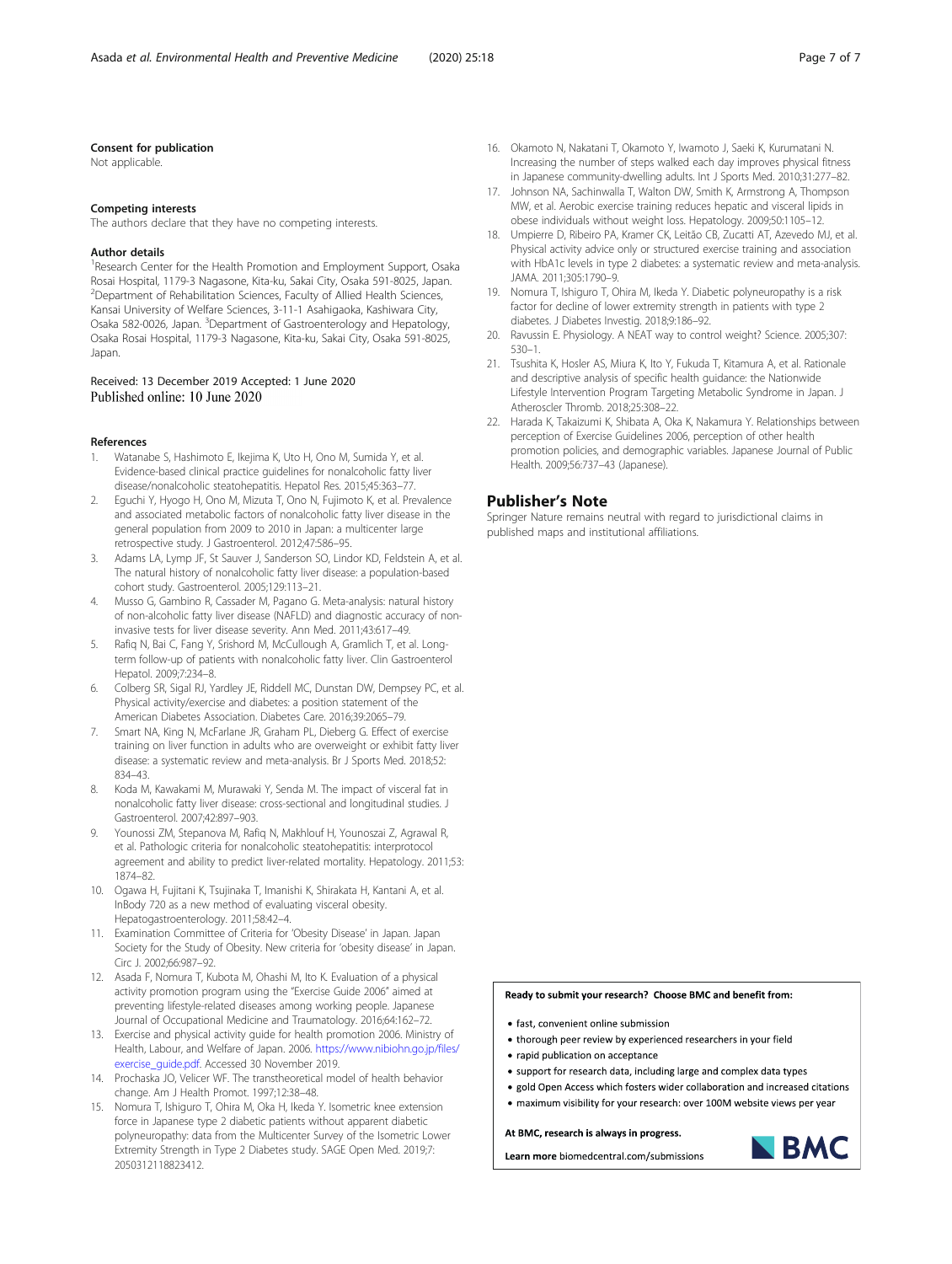### Consent for publication

Not applicable.

### Competing interests

The authors declare that they have no competing interests.

### Author details

[1]Research Center for the Health Promotion and Employment Support, Osaka Rosai Hospital, 1179-3 Nagasone, Kita-ku, Sakai City, Osaka 591-8025, Japan. [2]Department of Rehabilitation Sciences, Faculty of Allied Health Sciences, Kansai University of Welfare Sciences, 3-11-1 Asahigaoka, Kashiwara City, Osaka 582-0026, Japan. [3]Department of Gastroenterology and Hepatology, Osaka Rosai Hospital, 1179-3 Nagasone, Kita-ku, Sakai City, Osaka 591-8025, Japan.

Received: 13 December 2019 Accepted: 1 June 2020
Published online: 10 June 2020

### References

1. Watanabe S, Hashimoto E, Ikejima K, Uto H, Ono M, Sumida Y, et al. Evidence-based clinical practice guidelines for nonalcoholic fatty liver disease/nonalcoholic steatohepatitis. Hepatol Res. 2015;45:363–77.
2. Eguchi Y, Hyogo H, Ono M, Mizuta T, Ono N, Fujimoto K, et al. Prevalence and associated metabolic factors of nonalcoholic fatty liver disease in the general population from 2009 to 2010 in Japan: a multicenter large retrospective study. J Gastroenterol. 2012;47:586–95.
3. Adams LA, Lymp JF, St Sauver J, Sanderson SO, Lindor KD, Feldstein A, et al. The natural history of nonalcoholic fatty liver disease: a population-based cohort study. Gastroenterol. 2005;129:113–21.
4. Musso G, Gambino R, Cassader M, Pagano G. Meta-analysis: natural history of non-alcoholic fatty liver disease (NAFLD) and diagnostic accuracy of non-invasive tests for liver disease severity. Ann Med. 2011;43:617–49.
5. Rafiq N, Bai C, Fang Y, Srishord M, McCullough A, Gramlich T, et al. Long-term follow-up of patients with nonalcoholic fatty liver. Clin Gastroenterol Hepatol. 2009;7:234–8.
6. Colberg SR, Sigal RJ, Yardley JE, Riddell MC, Dunstan DW, Dempsey PC, et al. Physical activity/exercise and diabetes: a position statement of the American Diabetes Association. Diabetes Care. 2016;39:2065–79.
7. Smart NA, King N, McFarlane JR, Graham PL, Dieberg G. Effect of exercise training on liver function in adults who are overweight or exhibit fatty liver disease: a systematic review and meta-analysis. Br J Sports Med. 2018;52:834–43.
8. Koda M, Kawakami M, Murawaki Y, Senda M. The impact of visceral fat in nonalcoholic fatty liver disease: cross-sectional and longitudinal studies. J Gastroenterol. 2007;42:897–903.
9. Younossi ZM, Stepanova M, Rafiq N, Makhlouf H, Younoszai Z, Agrawal R, et al. Pathologic criteria for nonalcoholic steatohepatitis: interprotocol agreement and ability to predict liver-related mortality. Hepatology. 2011;53:1874–82.
10. Ogawa H, Fujitani K, Tsujinaka T, Imanishi K, Shirakata H, Kantani A, et al. InBody 720 as a new method of evaluating visceral obesity. Hepatogastroenterology. 2011;58:42–4.
11. Examination Committee of Criteria for 'Obesity Disease' in Japan. Japan Society for the Study of Obesity. New criteria for 'obesity disease' in Japan. Circ J. 2002;66:987–92.
12. Asada F, Nomura T, Kubota M, Ohashi M, Ito K. Evaluation of a physical activity promotion program using the "Exercise Guide 2006" aimed at preventing lifestyle-related diseases among working people. Japanese Journal of Occupational Medicine and Traumatology. 2016;64:162–72.
13. Exercise and physical activity guide for health promotion 2006. Ministry of Health, Labour, and Welfare of Japan. 2006. https://www.nibiohn.go.jp/files/exercise_guide.pdf. Accessed 30 November 2019.
14. Prochaska JO, Velicer WF. The transtheoretical model of health behavior change. Am J Health Promot. 1997;12:38–48.
15. Nomura T, Ishiguro T, Ohira M, Oka H, Ikeda Y. Isometric knee extension force in Japanese type 2 diabetic patients without apparent diabetic polyneuropathy: data from the Multicenter Survey of the Isometric Lower Extremity Strength in Type 2 Diabetes study. SAGE Open Med. 2019;7:2050312118823412.
16. Okamoto N, Nakatani T, Okamoto Y, Iwamoto J, Saeki K, Kurumatani N. Increasing the number of steps walked each day improves physical fitness in Japanese community-dwelling adults. Int J Sports Med. 2010;31:277–82.
17. Johnson NA, Sachinwalla T, Walton DW, Smith K, Armstrong A, Thompson MW, et al. Aerobic exercise training reduces hepatic and visceral lipids in obese individuals without weight loss. Hepatology. 2009;50:1105–12.
18. Umpierre D, Ribeiro PA, Kramer CK, Leitão CB, Zucatti AT, Azevedo MJ, et al. Physical activity advice only or structured exercise training and association with HbA1c levels in type 2 diabetes: a systematic review and meta-analysis. JAMA. 2011;305:1790–9.
19. Nomura T, Ishiguro T, Ohira M, Ikeda Y. Diabetic polyneuropathy is a risk factor for decline of lower extremity strength in patients with type 2 diabetes. J Diabetes Investig. 2018;9:186–92.
20. Ravussin E. Physiology. A NEAT way to control weight? Science. 2005;307:530–1.
21. Tsushita K, Hosler AS, Miura K, Ito Y, Fukuda T, Kitamura A, et al. Rationale and descriptive analysis of specific health guidance: the Nationwide Lifestyle Intervention Program Targeting Metabolic Syndrome in Japan. J Atheroscler Thromb. 2018;25:308–22.
22. Harada K, Takaizumi K, Shibata A, Oka K, Nakamura Y. Relationships between perception of Exercise Guidelines 2006, perception of other health promotion policies, and demographic variables. Japanese Journal of Public Health. 2009;56:737–43 (Japanese).

## Publisher's Note

Springer Nature remains neutral with regard to jurisdictional claims in published maps and institutional affiliations.

**Ready to submit your research? Choose BMC and benefit from:**

- fast, convenient online submission
- thorough peer review by experienced researchers in your field
- rapid publication on acceptance
- support for research data, including large and complex data types
- gold Open Access which fosters wider collaboration and increased citations
- maximum visibility for your research: over 100M website views per year

**At BMC, research is always in progress.**

**Learn more** biomedcentral.com/submissions

BMC